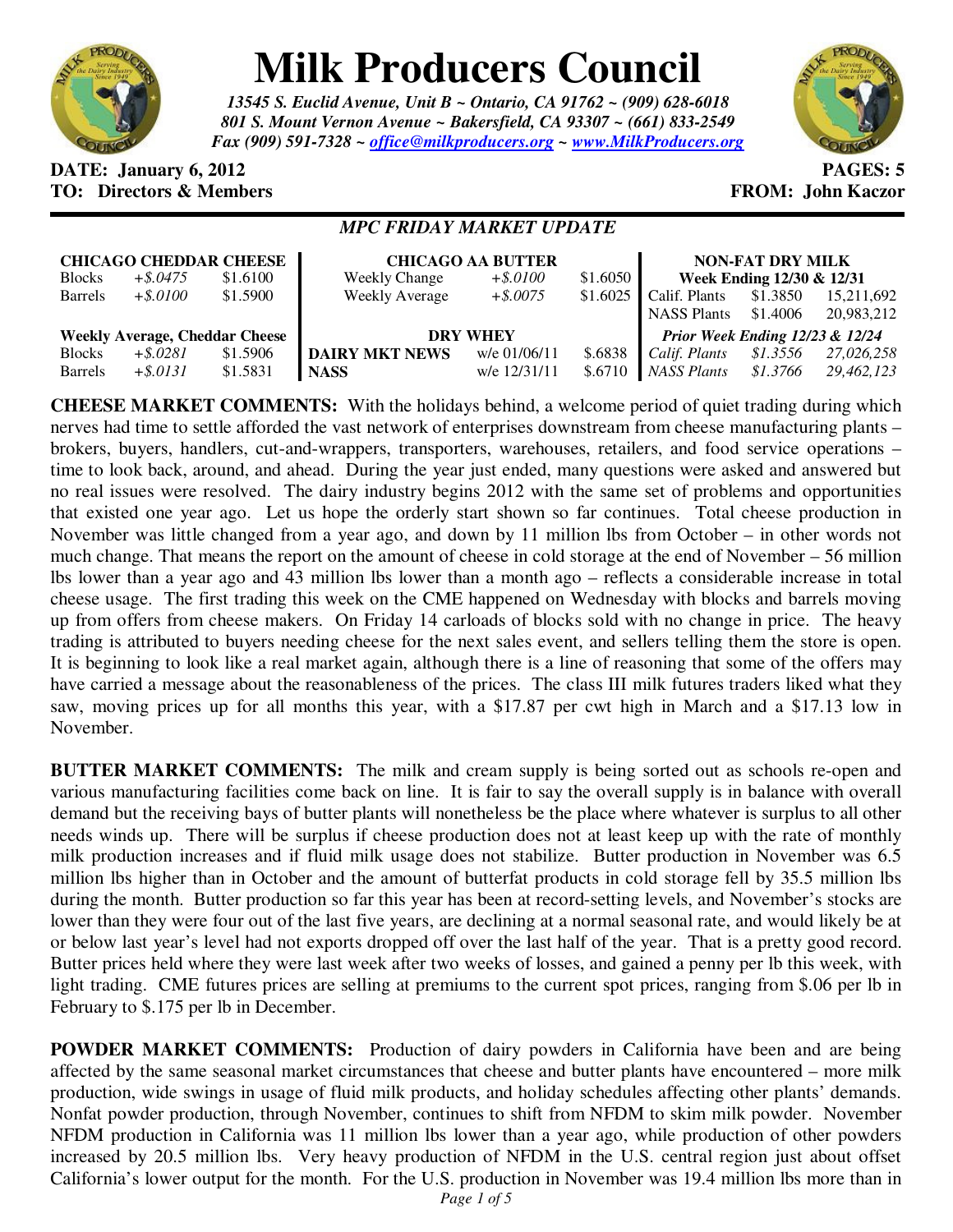# Milk Producers Council

***13545 S. Euclid Avenue, Unit B ~ Ontario, CA 91762 ~ (909) 628-6018***
***801 S. Mount Vernon Avenue ~ Bakersfield, CA 93307 ~ (661) 833-2549***
***Fax (909) 591-7328 ~ office@milkproducers.org ~ www.MilkProducers.org***

**DATE: January 6, 2012** **PAGES: 5**
**TO: Directors & Members** **FROM: John Kaczor**

***MPC FRIDAY MARKET UPDATE***

| **CHICAGO CHEDDAR CHEESE** | | | **CHICAGO AA BUTTER** | | | **NON-FAT DRY MILK** | | |
|---|---|---|---|---|---|---|---|---|
| | | | | | | **Week Ending 12/30 & 12/31** | | |
| Blocks | *+$.0475* | $1.6100 | Weekly Change | *+$.0100* | $1.6050 | Calif. Plants | $1.3850 | 15,211,692 |
| Barrels | *+$.0100* | $1.5900 | Weekly Average | *+$.0075* | $1.6025 | NASS Plants | $1.4006 | 20,983,212 |
| **Weekly Average, Cheddar Cheese** | | | **DRY WHEY** | | | ***Prior Week Ending 12/23 & 12/24*** | | |
| Blocks | *+$.0281* | $1.5906 | **DAIRY MKT NEWS** | w/e 01/06/11 | $.6838 | *Calif. Plants* | *$1.3556* | *27,026,258* |
| Barrels | *+$.0131* | $1.5831 | **NASS** | w/e 12/31/11 | $.6710 | *NASS Plants* | *$1.3766* | *29,462,123* |

**CHEESE MARKET COMMENTS:** With the holidays behind, a welcome period of quiet trading during which nerves had time to settle afforded the vast network of enterprises downstream from cheese manufacturing plants – brokers, buyers, handlers, cut-and-wrappers, transporters, warehouses, retailers, and food service operations – time to look back, around, and ahead. During the year just ended, many questions were asked and answered but no real issues were resolved. The dairy industry begins 2012 with the same set of problems and opportunities that existed one year ago. Let us hope the orderly start shown so far continues. Total cheese production in November was little changed from a year ago, and down by 11 million lbs from October – in other words not much change. That means the report on the amount of cheese in cold storage at the end of November – 56 million lbs lower than a year ago and 43 million lbs lower than a month ago – reflects a considerable increase in total cheese usage. The first trading this week on the CME happened on Wednesday with blocks and barrels moving up from offers from cheese makers. On Friday 14 carloads of blocks sold with no change in price. The heavy trading is attributed to buyers needing cheese for the next sales event, and sellers telling them the store is open. It is beginning to look like a real market again, although there is a line of reasoning that some of the offers may have carried a message about the reasonableness of the prices. The class III milk futures traders liked what they saw, moving prices up for all months this year, with a $17.87 per cwt high in March and a $17.13 low in November.

**BUTTER MARKET COMMENTS:** The milk and cream supply is being sorted out as schools re-open and various manufacturing facilities come back on line. It is fair to say the overall supply is in balance with overall demand but the receiving bays of butter plants will nonetheless be the place where whatever is surplus to all other needs winds up. There will be surplus if cheese production does not at least keep up with the rate of monthly milk production increases and if fluid milk usage does not stabilize. Butter production in November was 6.5 million lbs higher than in October and the amount of butterfat products in cold storage fell by 35.5 million lbs during the month. Butter production so far this year has been at record-setting levels, and November's stocks are lower than they were four out of the last five years, are declining at a normal seasonal rate, and would likely be at or below last year's level had not exports dropped off over the last half of the year. That is a pretty good record. Butter prices held where they were last week after two weeks of losses, and gained a penny per lb this week, with light trading. CME futures prices are selling at premiums to the current spot prices, ranging from $.06 per lb in February to $.175 per lb in December.

**POWDER MARKET COMMENTS:** Production of dairy powders in California have been and are being affected by the same seasonal market circumstances that cheese and butter plants have encountered – more milk production, wide swings in usage of fluid milk products, and holiday schedules affecting other plants' demands. Nonfat powder production, through November, continues to shift from NFDM to skim milk powder. November NFDM production in California was 11 million lbs lower than a year ago, while production of other powders increased by 20.5 million lbs. Very heavy production of NFDM in the U.S. central region just about offset California's lower output for the month. For the U.S. production in November was 19.4 million lbs more than in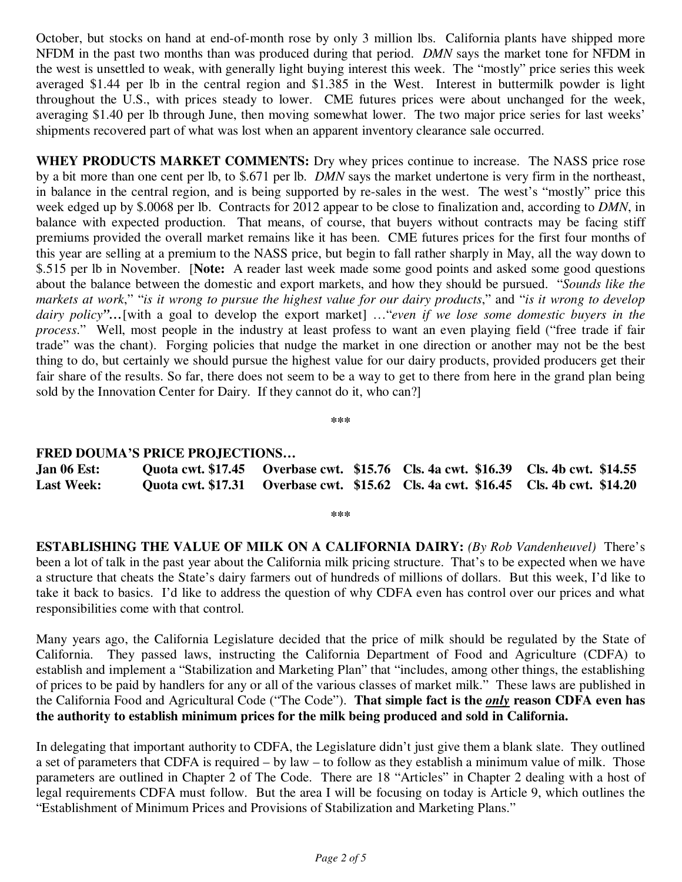October, but stocks on hand at end-of-month rose by only 3 million lbs. California plants have shipped more NFDM in the past two months than was produced during that period. *DMN* says the market tone for NFDM in the west is unsettled to weak, with generally light buying interest this week. The "mostly" price series this week averaged $1.44 per lb in the central region and $1.385 in the West. Interest in buttermilk powder is light throughout the U.S., with prices steady to lower. CME futures prices were about unchanged for the week, averaging $1.40 per lb through June, then moving somewhat lower. The two major price series for last weeks' shipments recovered part of what was lost when an apparent inventory clearance sale occurred.

**WHEY PRODUCTS MARKET COMMENTS:** Dry whey prices continue to increase. The NASS price rose by a bit more than one cent per lb, to $.671 per lb. *DMN* says the market undertone is very firm in the northeast, in balance in the central region, and is being supported by re-sales in the west. The west's "mostly" price this week edged up by $.0068 per lb. Contracts for 2012 appear to be close to finalization and, according to *DMN*, in balance with expected production. That means, of course, that buyers without contracts may be facing stiff premiums provided the overall market remains like it has been. CME futures prices for the first four months of this year are selling at a premium to the NASS price, but begin to fall rather sharply in May, all the way down to $.515 per lb in November. [**Note:** A reader last week made some good points and asked some good questions about the balance between the domestic and export markets, and how they should be pursued. "*Sounds like the markets at work*," "*is it wrong to pursue the highest value for our dairy products*," and "*is it wrong to develop dairy policy*"…[with a goal to develop the export market] …"*even if we lose some domestic buyers in the process*." Well, most people in the industry at least profess to want an even playing field ("free trade if fair trade" was the chant). Forging policies that nudge the market in one direction or another may not be the best thing to do, but certainly we should pursue the highest value for our dairy products, provided producers get their fair share of the results. So far, there does not seem to be a way to get to there from here in the grand plan being sold by the Innovation Center for Dairy. If they cannot do it, who can?]

***

**FRED DOUMA'S PRICE PROJECTIONS…**

| | | | | |
|---|---|---|---|---|
| **Jan 06 Est:** | **Quota cwt. $17.45** | **Overbase cwt. $15.76** | **Cls. 4a cwt. $16.39** | **Cls. 4b cwt. $14.55** |
| **Last Week:** | **Quota cwt. $17.31** | **Overbase cwt. $15.62** | **Cls. 4a cwt. $16.45** | **Cls. 4b cwt. $14.20** |

***

**ESTABLISHING THE VALUE OF MILK ON A CALIFORNIA DAIRY:** *(By Rob Vandenheuvel)* There's been a lot of talk in the past year about the California milk pricing structure. That's to be expected when we have a structure that cheats the State's dairy farmers out of hundreds of millions of dollars. But this week, I'd like to take it back to basics. I'd like to address the question of why CDFA even has control over our prices and what responsibilities come with that control.

Many years ago, the California Legislature decided that the price of milk should be regulated by the State of California. They passed laws, instructing the California Department of Food and Agriculture (CDFA) to establish and implement a "Stabilization and Marketing Plan" that "includes, among other things, the establishing of prices to be paid by handlers for any or all of the various classes of market milk." These laws are published in the California Food and Agricultural Code ("The Code"). **That simple fact is the *only* reason CDFA even has the authority to establish minimum prices for the milk being produced and sold in California.**

In delegating that important authority to CDFA, the Legislature didn't just give them a blank slate. They outlined a set of parameters that CDFA is required – by law – to follow as they establish a minimum value of milk. Those parameters are outlined in Chapter 2 of The Code. There are 18 "Articles" in Chapter 2 dealing with a host of legal requirements CDFA must follow. But the area I will be focusing on today is Article 9, which outlines the "Establishment of Minimum Prices and Provisions of Stabilization and Marketing Plans."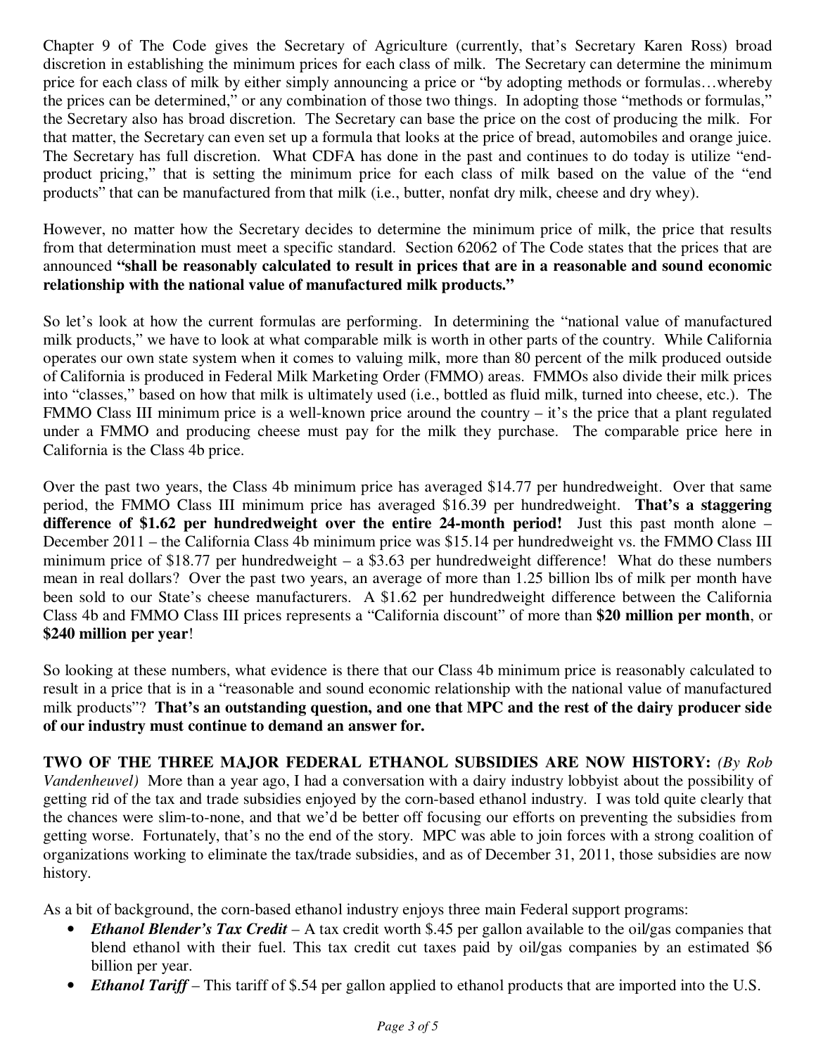Chapter 9 of The Code gives the Secretary of Agriculture (currently, that's Secretary Karen Ross) broad discretion in establishing the minimum prices for each class of milk. The Secretary can determine the minimum price for each class of milk by either simply announcing a price or "by adopting methods or formulas…whereby the prices can be determined," or any combination of those two things. In adopting those "methods or formulas," the Secretary also has broad discretion. The Secretary can base the price on the cost of producing the milk. For that matter, the Secretary can even set up a formula that looks at the price of bread, automobiles and orange juice. The Secretary has full discretion. What CDFA has done in the past and continues to do today is utilize "end-product pricing," that is setting the minimum price for each class of milk based on the value of the "end products" that can be manufactured from that milk (i.e., butter, nonfat dry milk, cheese and dry whey).

However, no matter how the Secretary decides to determine the minimum price of milk, the price that results from that determination must meet a specific standard. Section 62062 of The Code states that the prices that are announced **"shall be reasonably calculated to result in prices that are in a reasonable and sound economic relationship with the national value of manufactured milk products."**

So let's look at how the current formulas are performing. In determining the "national value of manufactured milk products," we have to look at what comparable milk is worth in other parts of the country. While California operates our own state system when it comes to valuing milk, more than 80 percent of the milk produced outside of California is produced in Federal Milk Marketing Order (FMMO) areas. FMMOs also divide their milk prices into "classes," based on how that milk is ultimately used (i.e., bottled as fluid milk, turned into cheese, etc.). The FMMO Class III minimum price is a well-known price around the country – it's the price that a plant regulated under a FMMO and producing cheese must pay for the milk they purchase. The comparable price here in California is the Class 4b price.

Over the past two years, the Class 4b minimum price has averaged $14.77 per hundredweight. Over that same period, the FMMO Class III minimum price has averaged $16.39 per hundredweight. **That's a staggering difference of $1.62 per hundredweight over the entire 24-month period!** Just this past month alone – December 2011 – the California Class 4b minimum price was $15.14 per hundredweight vs. the FMMO Class III minimum price of $18.77 per hundredweight – a $3.63 per hundredweight difference! What do these numbers mean in real dollars? Over the past two years, an average of more than 1.25 billion lbs of milk per month have been sold to our State's cheese manufacturers. A $1.62 per hundredweight difference between the California Class 4b and FMMO Class III prices represents a "California discount" of more than **$20 million per month**, or **$240 million per year**!

So looking at these numbers, what evidence is there that our Class 4b minimum price is reasonably calculated to result in a price that is in a "reasonable and sound economic relationship with the national value of manufactured milk products"? **That's an outstanding question, and one that MPC and the rest of the dairy producer side of our industry must continue to demand an answer for.**

**TWO OF THE THREE MAJOR FEDERAL ETHANOL SUBSIDIES ARE NOW HISTORY:** *(By Rob Vandenheuvel)* More than a year ago, I had a conversation with a dairy industry lobbyist about the possibility of getting rid of the tax and trade subsidies enjoyed by the corn-based ethanol industry. I was told quite clearly that the chances were slim-to-none, and that we'd be better off focusing our efforts on preventing the subsidies from getting worse. Fortunately, that's no the end of the story. MPC was able to join forces with a strong coalition of organizations working to eliminate the tax/trade subsidies, and as of December 31, 2011, those subsidies are now history.

As a bit of background, the corn-based ethanol industry enjoys three main Federal support programs:

- ***Ethanol Blender's Tax Credit*** – A tax credit worth $.45 per gallon available to the oil/gas companies that blend ethanol with their fuel. This tax credit cut taxes paid by oil/gas companies by an estimated $6 billion per year.
- ***Ethanol Tariff*** – This tariff of $.54 per gallon applied to ethanol products that are imported into the U.S.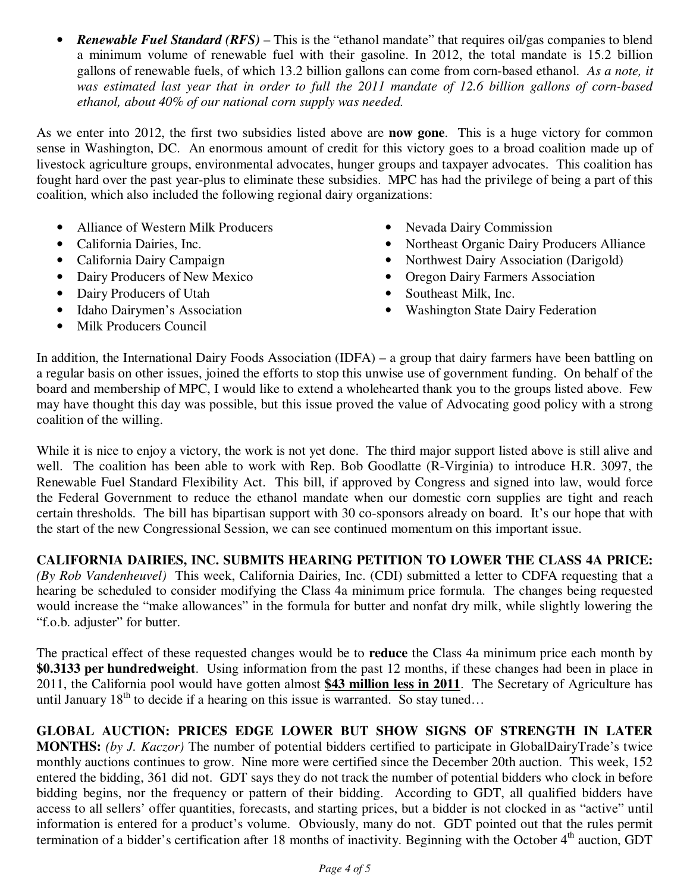- ***Renewable Fuel Standard (RFS)*** – This is the "ethanol mandate" that requires oil/gas companies to blend a minimum volume of renewable fuel with their gasoline. In 2012, the total mandate is 15.2 billion gallons of renewable fuels, of which 13.2 billion gallons can come from corn-based ethanol. *As a note, it was estimated last year that in order to full the 2011 mandate of 12.6 billion gallons of corn-based ethanol, about 40% of our national corn supply was needed.*

As we enter into 2012, the first two subsidies listed above are **now gone**. This is a huge victory for common sense in Washington, DC. An enormous amount of credit for this victory goes to a broad coalition made up of livestock agriculture groups, environmental advocates, hunger groups and taxpayer advocates. This coalition has fought hard over the past year-plus to eliminate these subsidies. MPC has had the privilege of being a part of this coalition, which also included the following regional dairy organizations:

- Alliance of Western Milk Producers
- California Dairies, Inc.
- California Dairy Campaign
- Dairy Producers of New Mexico
- Dairy Producers of Utah
- Idaho Dairymen's Association
- Milk Producers Council
- Nevada Dairy Commission
- Northeast Organic Dairy Producers Alliance
- Northwest Dairy Association (Darigold)
- Oregon Dairy Farmers Association
- Southeast Milk, Inc.
- Washington State Dairy Federation

In addition, the International Dairy Foods Association (IDFA) – a group that dairy farmers have been battling on a regular basis on other issues, joined the efforts to stop this unwise use of government funding. On behalf of the board and membership of MPC, I would like to extend a wholehearted thank you to the groups listed above. Few may have thought this day was possible, but this issue proved the value of Advocating good policy with a strong coalition of the willing.

While it is nice to enjoy a victory, the work is not yet done. The third major support listed above is still alive and well. The coalition has been able to work with Rep. Bob Goodlatte (R-Virginia) to introduce H.R. 3097, the Renewable Fuel Standard Flexibility Act. This bill, if approved by Congress and signed into law, would force the Federal Government to reduce the ethanol mandate when our domestic corn supplies are tight and reach certain thresholds. The bill has bipartisan support with 30 co-sponsors already on board. It's our hope that with the start of the new Congressional Session, we can see continued momentum on this important issue.

**CALIFORNIA DAIRIES, INC. SUBMITS HEARING PETITION TO LOWER THE CLASS 4A PRICE:** *(By Rob Vandenheuvel)* This week, California Dairies, Inc. (CDI) submitted a letter to CDFA requesting that a hearing be scheduled to consider modifying the Class 4a minimum price formula. The changes being requested would increase the "make allowances" in the formula for butter and nonfat dry milk, while slightly lowering the "f.o.b. adjuster" for butter.

The practical effect of these requested changes would be to **reduce** the Class 4a minimum price each month by **$0.3133 per hundredweight**. Using information from the past 12 months, if these changes had been in place in 2011, the California pool would have gotten almost **<u>$43 million less in 2011</u>**. The Secretary of Agriculture has until January 18th to decide if a hearing on this issue is warranted. So stay tuned…

**GLOBAL AUCTION: PRICES EDGE LOWER BUT SHOW SIGNS OF STRENGTH IN LATER MONTHS:** *(by J. Kaczor)* The number of potential bidders certified to participate in GlobalDairyTrade's twice monthly auctions continues to grow. Nine more were certified since the December 20th auction. This week, 152 entered the bidding, 361 did not. GDT says they do not track the number of potential bidders who clock in before bidding begins, nor the frequency or pattern of their bidding. According to GDT, all qualified bidders have access to all sellers' offer quantities, forecasts, and starting prices, but a bidder is not clocked in as "active" until information is entered for a product's volume. Obviously, many do not. GDT pointed out that the rules permit termination of a bidder's certification after 18 months of inactivity. Beginning with the October 4th auction, GDT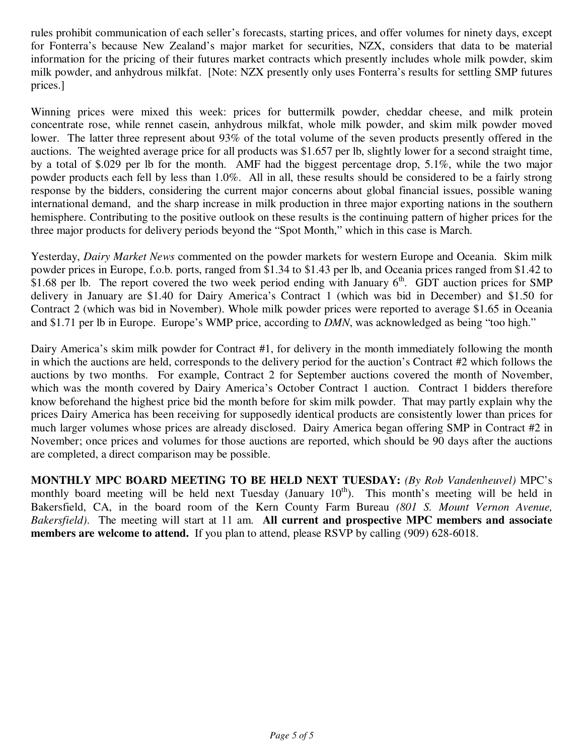rules prohibit communication of each seller's forecasts, starting prices, and offer volumes for ninety days, except for Fonterra's because New Zealand's major market for securities, NZX, considers that data to be material information for the pricing of their futures market contracts which presently includes whole milk powder, skim milk powder, and anhydrous milkfat. [Note: NZX presently only uses Fonterra's results for settling SMP futures prices.]

Winning prices were mixed this week: prices for buttermilk powder, cheddar cheese, and milk protein concentrate rose, while rennet casein, anhydrous milkfat, whole milk powder, and skim milk powder moved lower. The latter three represent about 93% of the total volume of the seven products presently offered in the auctions. The weighted average price for all products was $1.657 per lb, slightly lower for a second straight time, by a total of $.029 per lb for the month. AMF had the biggest percentage drop, 5.1%, while the two major powder products each fell by less than 1.0%. All in all, these results should be considered to be a fairly strong response by the bidders, considering the current major concerns about global financial issues, possible waning international demand, and the sharp increase in milk production in three major exporting nations in the southern hemisphere. Contributing to the positive outlook on these results is the continuing pattern of higher prices for the three major products for delivery periods beyond the "Spot Month," which in this case is March.

Yesterday, *Dairy Market News* commented on the powder markets for western Europe and Oceania. Skim milk powder prices in Europe, f.o.b. ports, ranged from $1.34 to $1.43 per lb, and Oceania prices ranged from $1.42 to $1.68 per lb. The report covered the two week period ending with January 6th. GDT auction prices for SMP delivery in January are $1.40 for Dairy America's Contract 1 (which was bid in December) and $1.50 for Contract 2 (which was bid in November). Whole milk powder prices were reported to average $1.65 in Oceania and $1.71 per lb in Europe. Europe's WMP price, according to *DMN*, was acknowledged as being "too high."

Dairy America's skim milk powder for Contract #1, for delivery in the month immediately following the month in which the auctions are held, corresponds to the delivery period for the auction's Contract #2 which follows the auctions by two months. For example, Contract 2 for September auctions covered the month of November, which was the month covered by Dairy America's October Contract 1 auction. Contract 1 bidders therefore know beforehand the highest price bid the month before for skim milk powder. That may partly explain why the prices Dairy America has been receiving for supposedly identical products are consistently lower than prices for much larger volumes whose prices are already disclosed. Dairy America began offering SMP in Contract #2 in November; once prices and volumes for those auctions are reported, which should be 90 days after the auctions are completed, a direct comparison may be possible.

**MONTHLY MPC BOARD MEETING TO BE HELD NEXT TUESDAY:** *(By Rob Vandenheuvel)* MPC's monthly board meeting will be held next Tuesday (January 10th). This month's meeting will be held in Bakersfield, CA, in the board room of the Kern County Farm Bureau *(801 S. Mount Vernon Avenue, Bakersfield)*. The meeting will start at 11 am. **All current and prospective MPC members and associate members are welcome to attend.** If you plan to attend, please RSVP by calling (909) 628-6018.